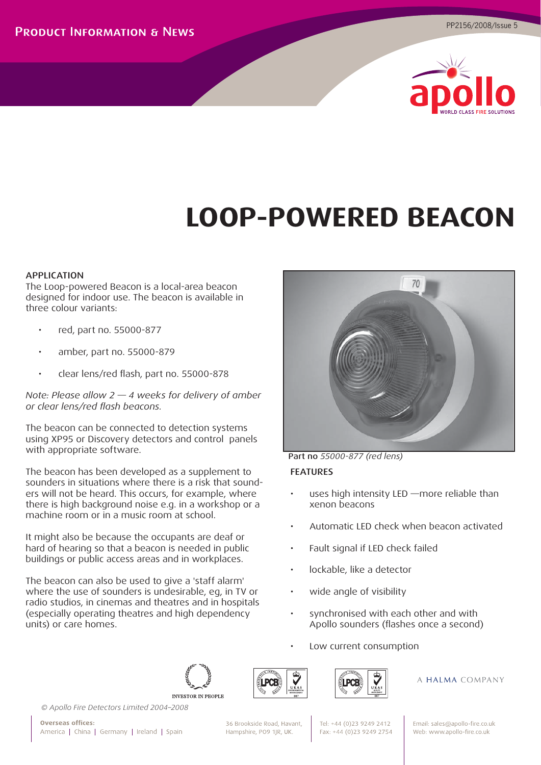# LOOP-POWERED BEACON

## APPLICATION

The Loop-powered Beacon is a local-area beacon designed for indoor use. The beacon is available in three colour variants:

- red, part no. 55000-877
- amber, part no. 55000-879
- clear lens/red flash, part no. 55000-878

*Note: Please allow 2 — 4 weeks for delivery of amber or clear lens/red flash beacons.*

The beacon can be connected to detection systems using XP95 or Discovery detectors and control panels with appropriate software.

The beacon has been developed as a supplement to sounders in situations where there is a risk that sounders will not be heard. This occurs, for example, where there is high background noise e.g. in a workshop or a machine room or in a music room at school.

It might also be because the occupants are deaf or hard of hearing so that a beacon is needed in public buildings or public access areas and in workplaces.

The beacon can also be used to give a 'staff alarm' where the use of sounders is undesirable, eg, in TV or radio studios, in cinemas and theatres and in hospitals (especially operating theatres and high dependency units) or care homes.

**Part no** *55000-877 (red lens)*

## FEATURES

- uses high intensity LED —more reliable than xenon beacons
- Automatic LED check when beacon activated
- Fault signal if LED check failed
- lockable, like a detector
- wide angle of visibility
- synchronised with each other and with Apollo sounders (flashes once a second)
- Low current consumption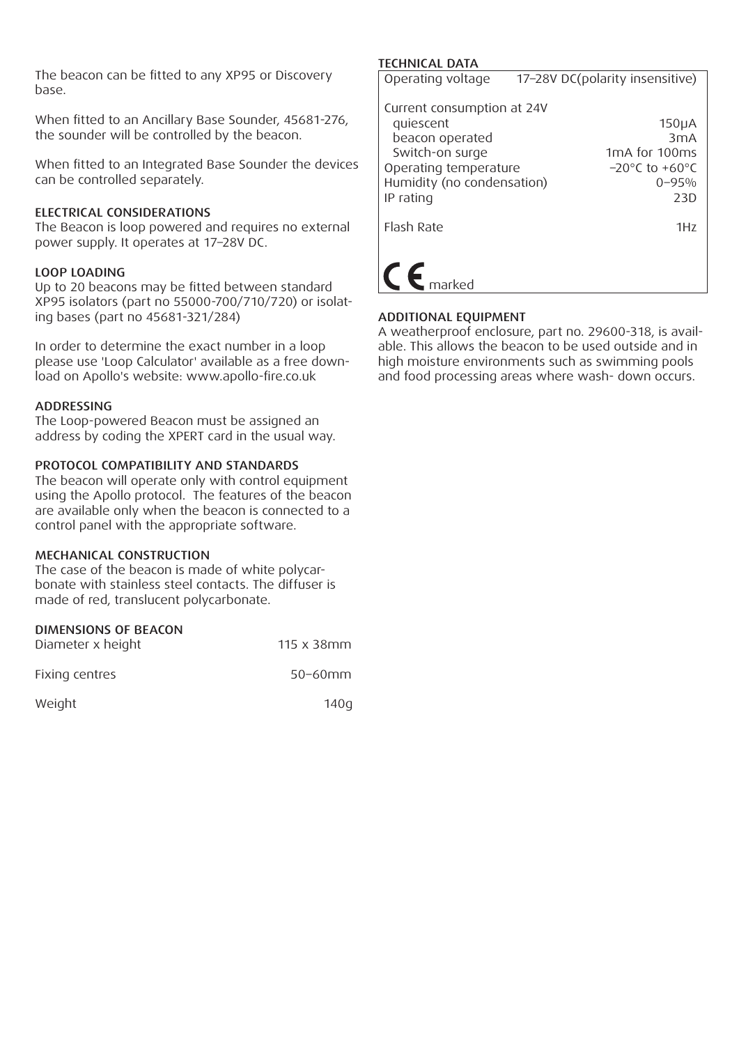The beacon can be fitted to any XP95 or Discovery base.

When fitted to an Ancillary Base Sounder, 45681-276, the sounder will be controlled by the beacon.

When fitted to an Integrated Base Sounder the devices can be controlled separately.

### ELECTRICAL CONSIDERATIONS

The Beacon is loop powered and requires no external power supply. It operates at 17–28V DC.

### LOOP LOADING

Up to 20 beacons may be fitted between standard XP95 isolators (part no 55000-700/710/720) or isolating bases (part no 45681-321/284)

In order to determine the exact number in a loop please use 'Loop Calculator' available as a free download on Apollo's website: www.apollo-fire.co.uk

### ADDRESSING

The Loop-powered Beacon must be assigned an address by coding the XPERT card in the usual way.

### PROTOCOL COMPATIBILITY AND STANDARDS

The beacon will operate only with control equipment using the Apollo protocol. The features of the beacon are available only when the beacon is connected to a control panel with the appropriate software.

### MECHANICAL CONSTRUCTION

The case of the beacon is made of white polycarbonate with stainless steel contacts. The diffuser is made of red, translucent polycarbonate.

### DIMENSIONS OF BEACON

| | |
|---|---|
| Diameter x height | 115 x 38mm |
| Fixing centres | 50–60mm |
| Weight | 140g |

### TECHNICAL DATA

| | |
|---|---|
| Operating voltage | 17–28V DC(polarity insensitive) |
| Current consumption at 24V | |
| quiescent | 150µA |
| beacon operated | 3mA |
| Switch-on surge | 1mA for 100ms |
| Operating temperature | –20°C to +60°C |
| Humidity (no condensation) | 0–95% |
| IP rating | 23D |
| Flash Rate | 1Hz |

CE marked

### ADDITIONAL EQUIPMENT

A weatherproof enclosure, part no. 29600-318, is available. This allows the beacon to be used outside and in high moisture environments such as swimming pools and food processing areas where wash- down occurs.